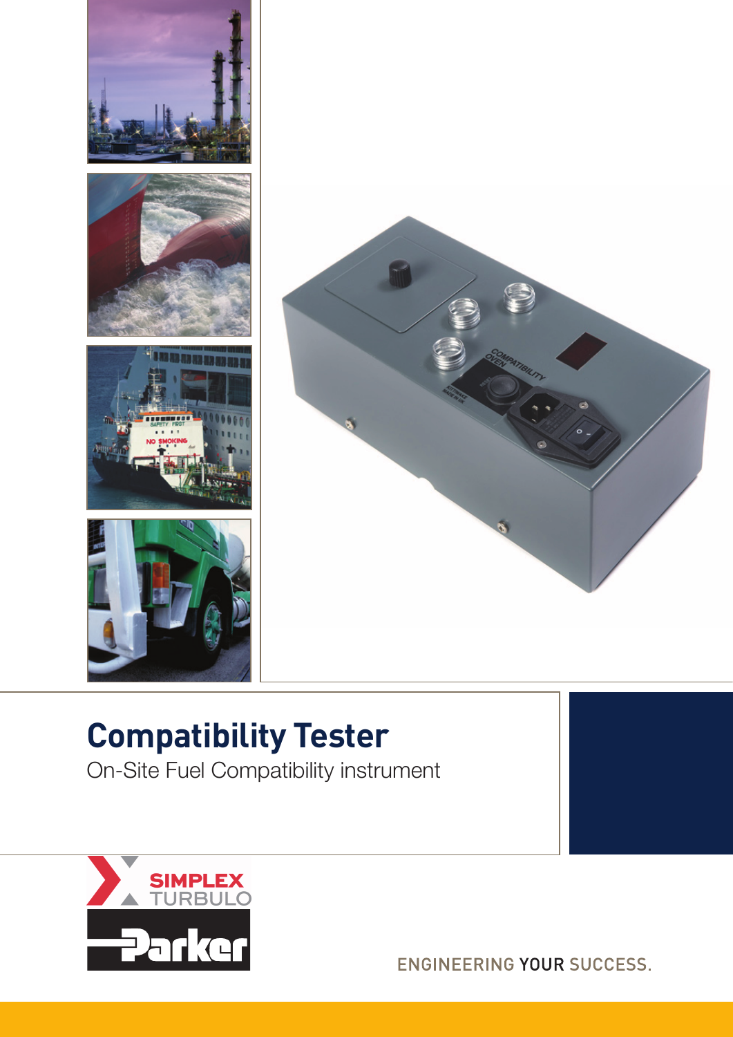# Compatibility Tester

On-Site Fuel Compatibility instrument

SIMPLEX TURBULO

Parker

ENGINEERING YOUR SUCCESS.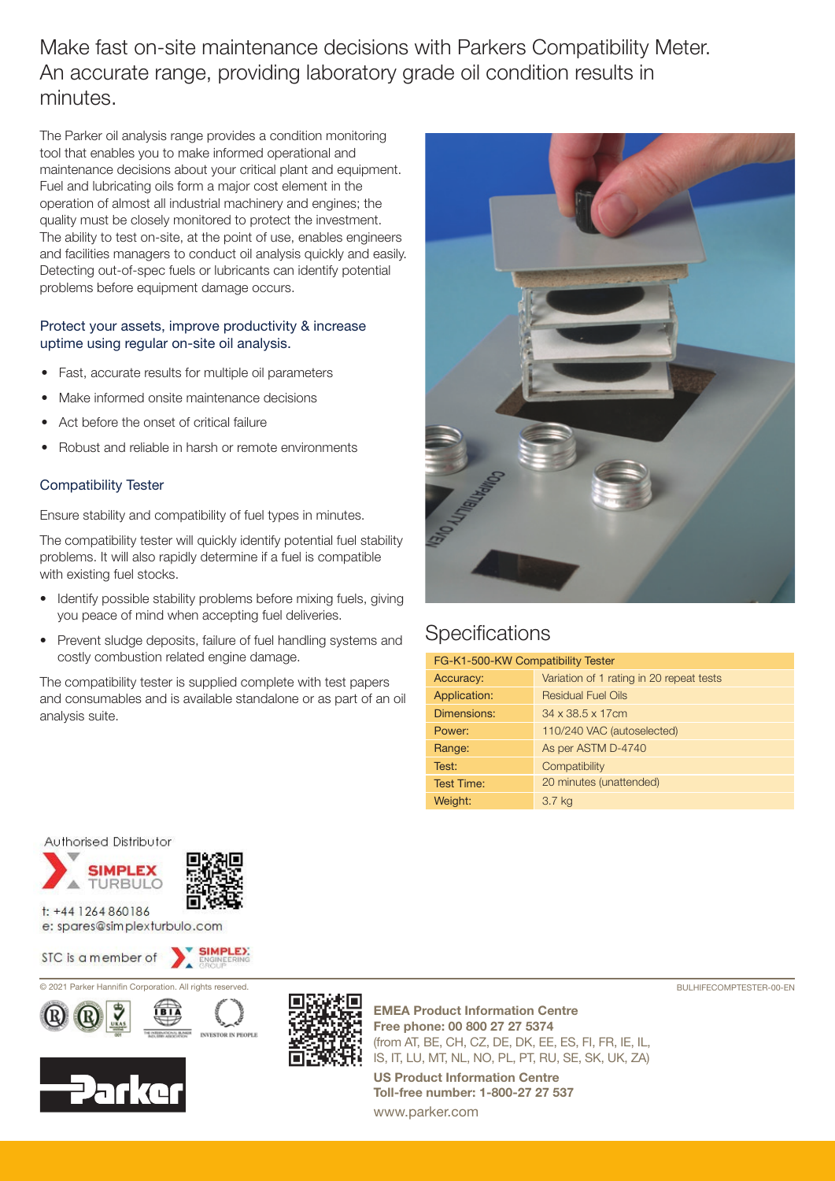# Make fast on-site maintenance decisions with Parkers Compatibility Meter. An accurate range, providing laboratory grade oil condition results in minutes.

The Parker oil analysis range provides a condition monitoring tool that enables you to make informed operational and maintenance decisions about your critical plant and equipment. Fuel and lubricating oils form a major cost element in the operation of almost all industrial machinery and engines; the quality must be closely monitored to protect the investment. The ability to test on-site, at the point of use, enables engineers and facilities managers to conduct oil analysis quickly and easily. Detecting out-of-spec fuels or lubricants can identify potential problems before equipment damage occurs.

### Protect your assets, improve productivity & increase uptime using regular on-site oil analysis.

- Fast, accurate results for multiple oil parameters
- Make informed onsite maintenance decisions
- Act before the onset of critical failure
- Robust and reliable in harsh or remote environments

### Compatibility Tester

Ensure stability and compatibility of fuel types in minutes.

The compatibility tester will quickly identify potential fuel stability problems. It will also rapidly determine if a fuel is compatible with existing fuel stocks.

- Identify possible stability problems before mixing fuels, giving you peace of mind when accepting fuel deliveries.
- Prevent sludge deposits, failure of fuel handling systems and costly combustion related engine damage.

The compatibility tester is supplied complete with test papers and consumables and is available standalone or as part of an oil analysis suite.

## Specifications

| FG-K1-500-KW Compatibility Tester | |
|---|---|
| Accuracy: | Variation of 1 rating in 20 repeat tests |
| Application: | Residual Fuel Oils |
| Dimensions: | 34 x 38.5 x 17cm |
| Power: | 110/240 VAC (autoselected) |
| Range: | As per ASTM D-4740 |
| Test: | Compatibility |
| Test Time: | 20 minutes (unattended) |
| Weight: | 3.7 kg |

Authorised Distributor

SIMPLEX TURBULO

t: +44 1264 860186

e: spares@simplexturbulo.com

STC is a member of SIMPLEX ENGINEERING GROUP

© 2021 Parker Hannifin Corporation. All rights reserved.

BULHIFECOMPTESTER-00-EN

**EMEA Product Information Centre**
**Free phone: 00 800 27 27 5374**
(from AT, BE, CH, CZ, DE, DK, EE, ES, FI, FR, IE, IL, IS, IT, LU, MT, NL, NO, PL, PT, RU, SE, SK, UK, ZA)

**US Product Information Centre**
**Toll-free number: 1-800-27 27 537**

www.parker.com